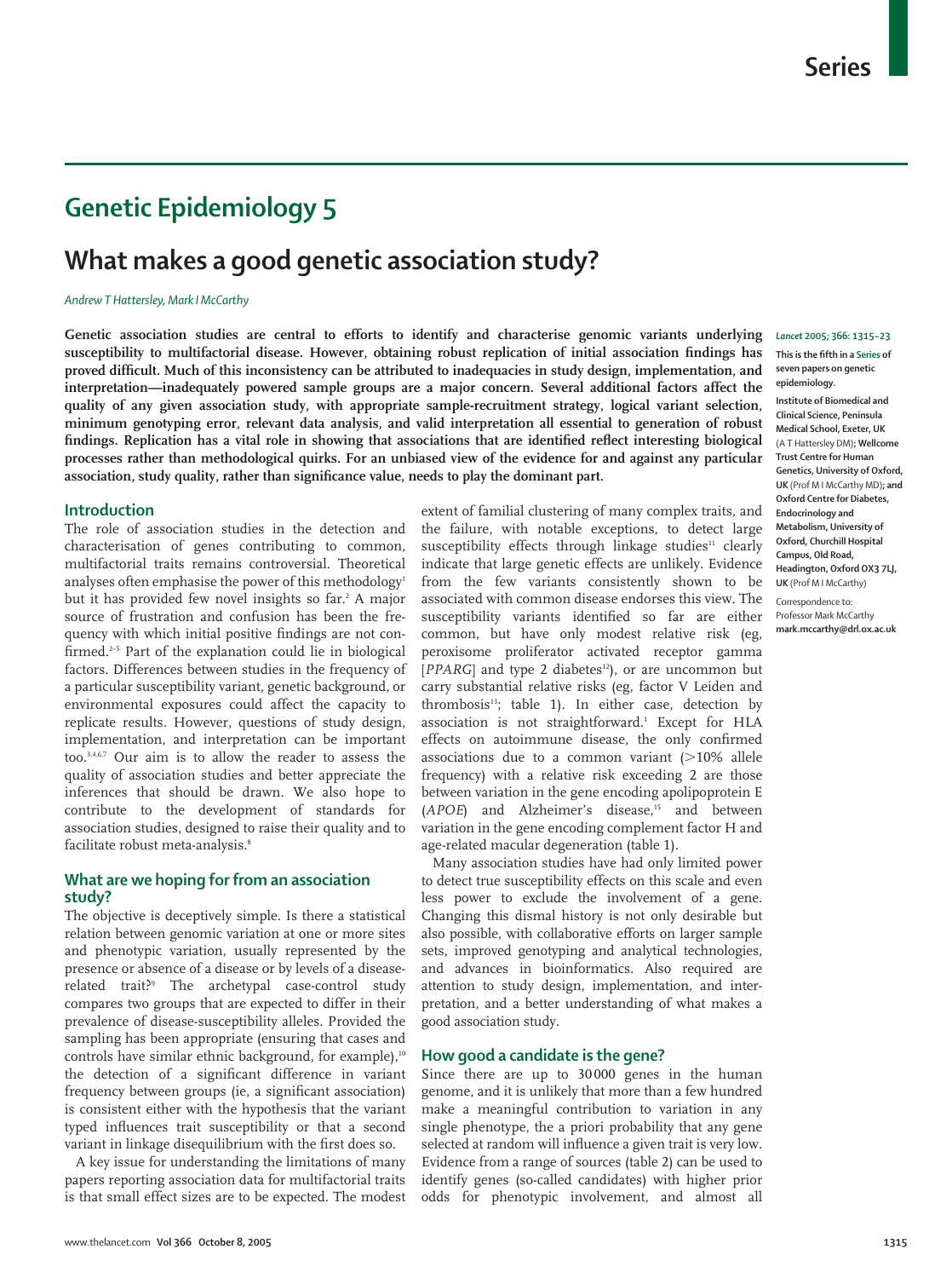# Genetic Epidemiology 5

## What makes a good genetic association study?

*Andrew T Hattersley, Mark I McCarthy*

**Genetic association studies are central to efforts to identify and characterise genomic variants underlying susceptibility to multifactorial disease. However, obtaining robust replication of initial association findings has proved difficult. Much of this inconsistency can be attributed to inadequacies in study design, implementation, and interpretation—inadequately powered sample groups are a major concern. Several additional factors affect the quality of any given association study, with appropriate sample-recruitment strategy, logical variant selection, minimum genotyping error, relevant data analysis, and valid interpretation all essential to generation of robust findings. Replication has a vital role in showing that associations that are identified reflect interesting biological processes rather than methodological quirks. For an unbiased view of the evidence for and against any particular association, study quality, rather than significance value, needs to play the dominant part.**

*Lancet* 2005; 366: 1315–23

This is the fifth in a Series of seven papers on genetic epidemiology.

Institute of Biomedical and Clinical Science, Peninsula Medical School, Exeter, UK (A T Hattersley DM); Wellcome Trust Centre for Human Genetics, University of Oxford, UK (Prof M I McCarthy MD); and Oxford Centre for Diabetes, Endocrinology and Metabolism, University of Oxford, Churchill Hospital Campus, Old Road, Headington, Oxford OX3 7LJ, UK (Prof M I McCarthy)

Correspondence to: Professor Mark McCarthy mark.mccarthy@drl.ox.ac.uk

## Introduction

The role of association studies in the detection and characterisation of genes contributing to common, multifactorial traits remains controversial. Theoretical analyses often emphasise the power of this methodology[1] but it has provided few novel insights so far.[2] A major source of frustration and confusion has been the frequency with which initial positive findings are not confirmed.[2–5] Part of the explanation could lie in biological factors. Differences between studies in the frequency of a particular susceptibility variant, genetic background, or environmental exposures could affect the capacity to replicate results. However, questions of study design, implementation, and interpretation can be important too.[3,4,6,7] Our aim is to allow the reader to assess the quality of association studies and better appreciate the inferences that should be drawn. We also hope to contribute to the development of standards for association studies, designed to raise their quality and to facilitate robust meta-analysis.[8]

## What are we hoping for from an association study?

The objective is deceptively simple. Is there a statistical relation between genomic variation at one or more sites and phenotypic variation, usually represented by the presence or absence of a disease or by levels of a disease-related trait?[9] The archetypal case-control study compares two groups that are expected to differ in their prevalence of disease-susceptibility alleles. Provided the sampling has been appropriate (ensuring that cases and controls have similar ethnic background, for example),[10] the detection of a significant difference in variant frequency between groups (ie, a significant association) is consistent either with the hypothesis that the variant typed influences trait susceptibility or that a second variant in linkage disequilibrium with the first does so.

A key issue for understanding the limitations of many papers reporting association data for multifactorial traits is that small effect sizes are to be expected. The modest extent of familial clustering of many complex traits, and the failure, with notable exceptions, to detect large susceptibility effects through linkage studies[11] clearly indicate that large genetic effects are unlikely. Evidence from the few variants consistently shown to be associated with common disease endorses this view. The susceptibility variants identified so far are either common, but have only modest relative risk (eg, peroxisome proliferator activated receptor gamma [*PPARG*] and type 2 diabetes[12]), or are uncommon but carry substantial relative risks (eg, factor V Leiden and thrombosis[13]; table 1). In either case, detection by association is not straightforward.[1] Except for HLA effects on autoimmune disease, the only confirmed associations due to a common variant (>10% allele frequency) with a relative risk exceeding 2 are those between variation in the gene encoding apolipoprotein E (*APOE*) and Alzheimer's disease,[15] and between variation in the gene encoding complement factor H and age-related macular degeneration (table 1).

Many association studies have had only limited power to detect true susceptibility effects on this scale and even less power to exclude the involvement of a gene. Changing this dismal history is not only desirable but also possible, with collaborative efforts on larger sample sets, improved genotyping and analytical technologies, and advances in bioinformatics. Also required are attention to study design, implementation, and interpretation, and a better understanding of what makes a good association study.

## How good a candidate is the gene?

Since there are up to 30 000 genes in the human genome, and it is unlikely that more than a few hundred make a meaningful contribution to variation in any single phenotype, the a priori probability that any gene selected at random will influence a given trait is very low. Evidence from a range of sources (table 2) can be used to identify genes (so-called candidates) with higher prior odds for phenotypic involvement, and almost all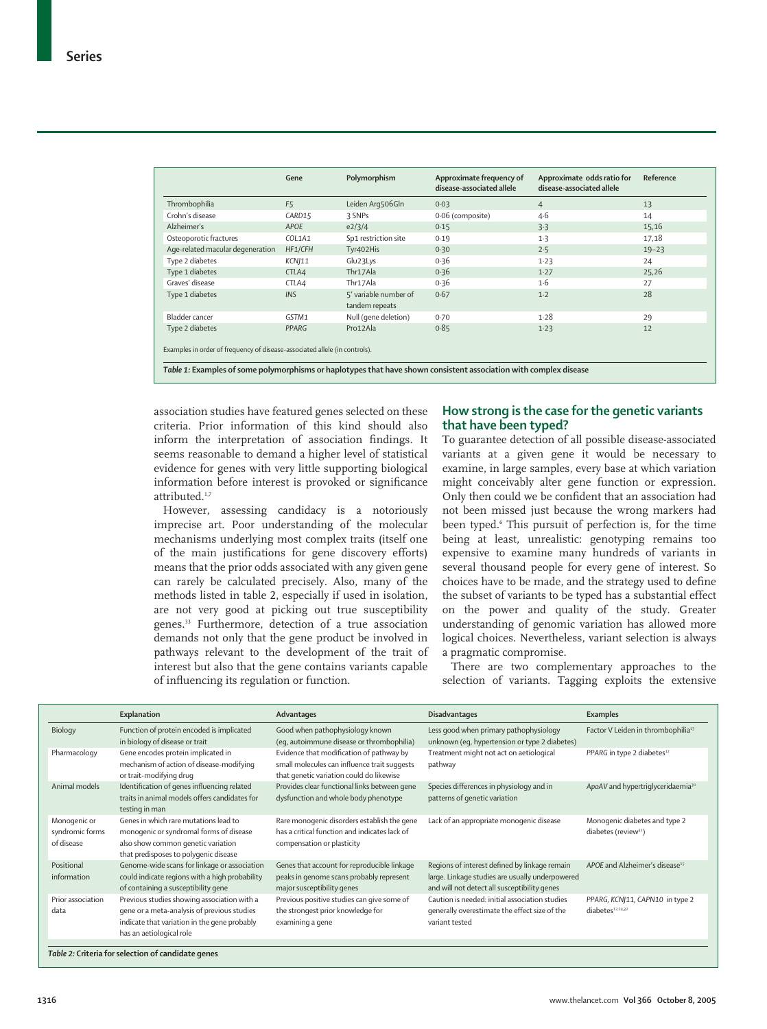| | Gene | Polymorphism | Approximate frequency of disease-associated allele | Approximate odds ratio for disease-associated allele | Reference |
|---|---|---|---|---|---|
| Thrombophilia | *F5* | Leiden Arg506Gln | 0·03 | 4 | 13 |
| Crohn's disease | *CARD15* | 3 SNPs | 0·06 (composite) | 4·6 | 14 |
| Alzheimer's | *APOE* | e2/3/4 | 0·15 | 3·3 | 15,16 |
| Osteoporotic fractures | *COL1A1* | Sp1 restriction site | 0·19 | 1·3 | 17,18 |
| Age-related macular degeneration | *HF1/CFH* | Tyr402His | 0·30 | 2·5 | 19–23 |
| Type 2 diabetes | *KCNJ11* | Glu23Lys | 0·36 | 1·23 | 24 |
| Type 1 diabetes | *CTLA4* | Thr17Ala | 0·36 | 1·27 | 25,26 |
| Graves' disease | *CTLA4* | Thr17Ala | 0·36 | 1·6 | 27 |
| Type 1 diabetes | *INS* | 5' variable number of tandem repeats | 0·67 | 1·2 | 28 |
| Bladder cancer | *GSTM1* | Null (gene deletion) | 0·70 | 1·28 | 29 |
| Type 2 diabetes | *PPARG* | Pro12Ala | 0·85 | 1·23 | 12 |

Examples in order of frequency of disease-associated allele (in controls).

*Table 1:* **Examples of some polymorphisms or haplotypes that have shown consistent association with complex disease**

association studies have featured genes selected on these criteria. Prior information of this kind should also inform the interpretation of association findings. It seems reasonable to demand a higher level of statistical evidence for genes with very little supporting biological information before interest is provoked or significance attributed.[1,7]

However, assessing candidacy is a notoriously imprecise art. Poor understanding of the molecular mechanisms underlying most complex traits (itself one of the main justifications for gene discovery efforts) means that the prior odds associated with any given gene can rarely be calculated precisely. Also, many of the methods listed in table 2, especially if used in isolation, are not very good at picking out true susceptibility genes.[33] Furthermore, detection of a true association demands not only that the gene product be involved in pathways relevant to the development of the trait of interest but also that the gene contains variants capable of influencing its regulation or function.

## How strong is the case for the genetic variants that have been typed?

To guarantee detection of all possible disease-associated variants at a given gene it would be necessary to examine, in large samples, every base at which variation might conceivably alter gene function or expression. Only then could we be confident that an association had not been missed just because the wrong markers had been typed.[6] This pursuit of perfection is, for the time being at least, unrealistic: genotyping remains too expensive to examine many hundreds of variants in several thousand people for every gene of interest. So choices have to be made, and the strategy used to define the subset of variants to be typed has a substantial effect on the power and quality of the study. Greater understanding of genomic variation has allowed more logical choices. Nevertheless, variant selection is always a pragmatic compromise.

There are two complementary approaches to the selection of variants. Tagging exploits the extensive

| | Explanation | Advantages | Disadvantages | Examples |
|---|---|---|---|---|
| Biology | Function of protein encoded is implicated in biology of disease or trait | Good when pathophysiology known (eg, autoimmune disease or thrombophilia) | Less good when primary pathophysiology unknown (eg, hypertension or type 2 diabetes) | Factor V Leiden in thrombophilia[13] |
| Pharmacology | Gene encodes protein implicated in mechanism of action of disease-modifying or trait-modifying drug | Evidence that modification of pathway by small molecules can influence trait suggests that genetic variation could do likewise | Treatment might not act on aetiological pathway | *PPARG* in type 2 diabetes[12] |
| Animal models | Identification of genes influencing related traits in animal models offers candidates for testing in man | Provides clear functional links between gene dysfunction and whole body phenotype | Species differences in physiology and in patterns of genetic variation | *ApoAV* and hypertriglyceridaemia[30] |
| Monogenic or syndromic forms of disease | Genes in which rare mutations lead to monogenic or syndromal forms of disease also show common genetic variation that predisposes to polygenic disease | Rare monogenic disorders establish the gene has a critical function and indicates lack of compensation or plasticity | Lack of an appropriate monogenic disease | Monogenic diabetes and type 2 diabetes (review[31]) |
| Positional information | Genome-wide scans for linkage or association could indicate regions with a high probability of containing a susceptibility gene | Genes that account for reproducible linkage peaks in genome scans probably represent major susceptibility genes | Regions of interest defined by linkage remain large. Linkage studies are usually underpowered and will not detect all susceptibility genes | *APOE* and Alzheimer's disease[15] |
| Prior association data | Previous studies showing association with a gene or a meta-analysis of previous studies indicate that variation in the gene probably has an aetiological role | Previous positive studies can give some of the strongest prior knowledge for examining a gene | Caution is needed: initial association studies generally overestimate the effect size of the variant tested | *PPARG, KCNJ11, CAPN10* in type 2 diabetes[12,24,32] |

*Table 2:* **Criteria for selection of candidate genes**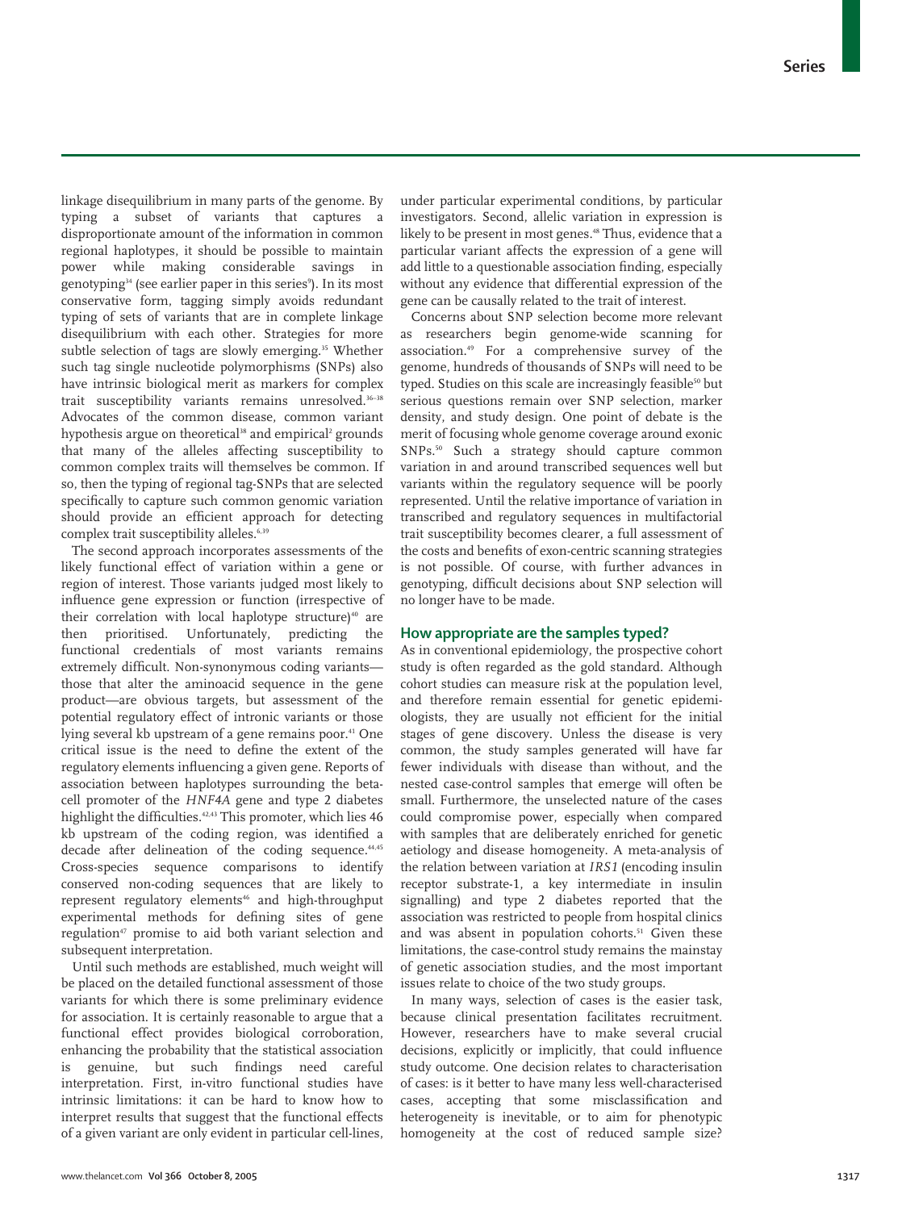linkage disequilibrium in many parts of the genome. By typing a subset of variants that captures a disproportionate amount of the information in common regional haplotypes, it should be possible to maintain power while making considerable savings in genotyping[34] (see earlier paper in this series[9]). In its most conservative form, tagging simply avoids redundant typing of sets of variants that are in complete linkage disequilibrium with each other. Strategies for more subtle selection of tags are slowly emerging.[35] Whether such tag single nucleotide polymorphisms (SNPs) also have intrinsic biological merit as markers for complex trait susceptibility variants remains unresolved.[36–38] Advocates of the common disease, common variant hypothesis argue on theoretical[38] and empirical[2] grounds that many of the alleles affecting susceptibility to common complex traits will themselves be common. If so, then the typing of regional tag-SNPs that are selected specifically to capture such common genomic variation should provide an efficient approach for detecting complex trait susceptibility alleles.[6,39]

The second approach incorporates assessments of the likely functional effect of variation within a gene or region of interest. Those variants judged most likely to influence gene expression or function (irrespective of their correlation with local haplotype structure)[40] are then prioritised. Unfortunately, predicting the functional credentials of most variants remains extremely difficult. Non-synonymous coding variants—those that alter the aminoacid sequence in the gene product—are obvious targets, but assessment of the potential regulatory effect of intronic variants or those lying several kb upstream of a gene remains poor.[41] One critical issue is the need to define the extent of the regulatory elements influencing a given gene. Reports of association between haplotypes surrounding the beta-cell promoter of the *HNF4A* gene and type 2 diabetes highlight the difficulties.[42,43] This promoter, which lies 46 kb upstream of the coding region, was identified a decade after delineation of the coding sequence.[44,45] Cross-species sequence comparisons to identify conserved non-coding sequences that are likely to represent regulatory elements[46] and high-throughput experimental methods for defining sites of gene regulation[47] promise to aid both variant selection and subsequent interpretation.

Until such methods are established, much weight will be placed on the detailed functional assessment of those variants for which there is some preliminary evidence for association. It is certainly reasonable to argue that a functional effect provides biological corroboration, enhancing the probability that the statistical association is genuine, but such findings need careful interpretation. First, in-vitro functional studies have intrinsic limitations: it can be hard to know how to interpret results that suggest that the functional effects of a given variant are only evident in particular cell-lines, under particular experimental conditions, by particular investigators. Second, allelic variation in expression is likely to be present in most genes.[48] Thus, evidence that a particular variant affects the expression of a gene will add little to a questionable association finding, especially without any evidence that differential expression of the gene can be causally related to the trait of interest.

Concerns about SNP selection become more relevant as researchers begin genome-wide scanning for association.[49] For a comprehensive survey of the genome, hundreds of thousands of SNPs will need to be typed. Studies on this scale are increasingly feasible[50] but serious questions remain over SNP selection, marker density, and study design. One point of debate is the merit of focusing whole genome coverage around exonic SNPs.[50] Such a strategy should capture common variation in and around transcribed sequences well but variants within the regulatory sequence will be poorly represented. Until the relative importance of variation in transcribed and regulatory sequences in multifactorial trait susceptibility becomes clearer, a full assessment of the costs and benefits of exon-centric scanning strategies is not possible. Of course, with further advances in genotyping, difficult decisions about SNP selection will no longer have to be made.

## How appropriate are the samples typed?

As in conventional epidemiology, the prospective cohort study is often regarded as the gold standard. Although cohort studies can measure risk at the population level, and therefore remain essential for genetic epidemiologists, they are usually not efficient for the initial stages of gene discovery. Unless the disease is very common, the study samples generated will have far fewer individuals with disease than without, and the nested case-control samples that emerge will often be small. Furthermore, the unselected nature of the cases could compromise power, especially when compared with samples that are deliberately enriched for genetic aetiology and disease homogeneity. A meta-analysis of the relation between variation at *IRS1* (encoding insulin receptor substrate-1, a key intermediate in insulin signalling) and type 2 diabetes reported that the association was restricted to people from hospital clinics and was absent in population cohorts.[51] Given these limitations, the case-control study remains the mainstay of genetic association studies, and the most important issues relate to choice of the two study groups.

In many ways, selection of cases is the easier task, because clinical presentation facilitates recruitment. However, researchers have to make several crucial decisions, explicitly or implicitly, that could influence study outcome. One decision relates to characterisation of cases: is it better to have many less well-characterised cases, accepting that some misclassification and heterogeneity is inevitable, or to aim for phenotypic homogeneity at the cost of reduced sample size?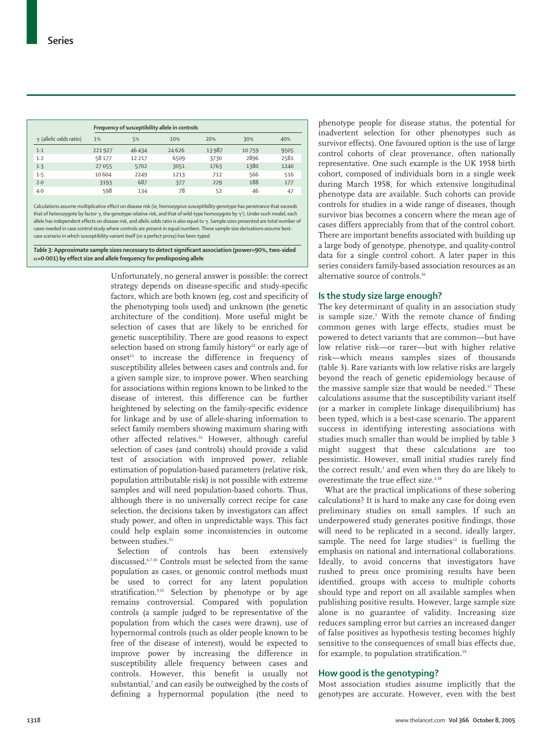| γ (allelic odds ratio) | Frequency of susceptibility allele in controls | | | | | |
|---|---|---|---|---|---|---|
| | 1% | 5% | 10% | 20% | 30% | 40% |
| 1·1 | 221 927 | 46 434 | 24 626 | 13 987 | 10 759 | 9505 |
| 1·2 | 58 177 | 12 217 | 6509 | 3730 | 2896 | 2581 |
| 1·3 | 27 055 | 5702 | 3051 | 1763 | 1380 | 1240 |
| 1·5 | 10 604 | 2249 | 1213 | 712 | 566 | 516 |
| 2·0 | 3193 | 687 | 377 | 229 | 188 | 177 |
| 4·0 | 598 | 134 | 78 | 52 | 46 | 47 |

Calculations assume multiplicative effect on disease risk (ie, homozygous susceptibility genotype has penetrance that exceeds that of heterozygote by factor γ, the genotype relative risk, and that of wild-type homozygote by $\gamma^2$). Under such model, each allele has independent effects on disease risk, and allelic odds ratio is also equal to γ. Sample sizes presented are total number of cases needed in case control study where controls are present in equal numbers. These sample size derivations assume best-case scenario in which susceptibility variant itself (or a perfect proxy) has been typed.

*Table 3:* **Approximate sample sizes necessary to detect significant association (power=90%, two-sided α=0·001) by effect size and allele frequency for predisposing allele**

Unfortunately, no general answer is possible: the correct strategy depends on disease-specific and study-specific factors, which are both known (eg, cost and specificity of the phenotyping tools used) and unknown (the genetic architecture of the condition). More useful might be selection of cases that are likely to be enriched for genetic susceptibility. There are good reasons to expect selection based on strong family history[52] or early age of onset[53] to increase the difference in frequency of susceptibility alleles between cases and controls and, for a given sample size, to improve power. When searching for associations within regions known to be linked to the disease of interest, this difference can be further heightened by selecting on the family-specific evidence for linkage and by use of allele-sharing information to select family members showing maximum sharing with other affected relatives.[54] However, although careful selection of cases (and controls) should provide a valid test of association with improved power, reliable estimation of population-based parameters (relative risk, population attributable risk) is not possible with extreme samples and will need population-based cohorts. Thus, although there is no universally correct recipe for case selection, the decisions taken by investigators can affect study power, and often in unpredictable ways. This fact could help explain some inconsistencies in outcome between studies.[51]

Selection of controls has been extensively discussed.[6,7,10] Controls must be selected from the same population as cases, or genomic control methods must be used to correct for any latent population stratification.[9,55] Selection by phenotype or by age remains controversial. Compared with population controls (a sample judged to be representative of the population from which the cases were drawn), use of hypernormal controls (such as older people known to be free of the disease of interest), would be expected to improve power by increasing the difference in susceptibility allele frequency between cases and controls. However, this benefit is usually not substantial,[7] and can easily be outweighed by the costs of defining a hypernormal population (the need to phenotype people for disease status, the potential for inadvertent selection for other phenotypes such as survivor effects). One favoured option is the use of large control cohorts of clear provenance, often nationally representative. One such example is the UK 1958 birth cohort, composed of individuals born in a single week during March 1958, for which extensive longitudinal phenotype data are available. Such cohorts can provide controls for studies in a wide range of diseases, though survivor bias becomes a concern where the mean age of cases differs appreciably from that of the control cohort. There are important benefits associated with building up a large body of genotype, phenotype, and quality-control data for a single control cohort. A later paper in this series considers family-based association resources as an alternative source of controls.[56]

## Is the study size large enough?

The key determinant of quality in an association study is sample size.[3] With the remote chance of finding common genes with large effects, studies must be powered to detect variants that are common—but have low relative risk—or rarer—but with higher relative risk—which means samples sizes of thousands (table 3). Rare variants with low relative risks are largely beyond the reach of genetic epidemiology because of the massive sample size that would be needed.[57] These calculations assume that the susceptibility variant itself (or a marker in complete linkage disequilibrium) has been typed, which is a best-case scenario. The apparent success in identifying interesting associations with studies much smaller than would be implied by table 3 might suggest that these calculations are too pessimistic. However, small initial studies rarely find the correct result,[3] and even when they do are likely to overestimate the true effect size.[2,58]

What are the practical implications of these sobering calculations? It is hard to make any case for doing even preliminary studies on small samples. If such an underpowered study generates positive findings, those will need to be replicated in a second, ideally larger, sample. The need for large studies[12] is fuelling the emphasis on national and international collaborations. Ideally, to avoid concerns that investigators have rushed to press once promising results have been identified, groups with access to multiple cohorts should type and report on all available samples when publishing positive results. However, large sample size alone is no guarantee of validity. Increasing size reduces sampling error but carries an increased danger of false positives as hypothesis testing becomes highly sensitive to the consequences of small bias effects due, for example, to population stratification.[59]

## How good is the genotyping?

Most association studies assume implicitly that the genotypes are accurate. However, even with the best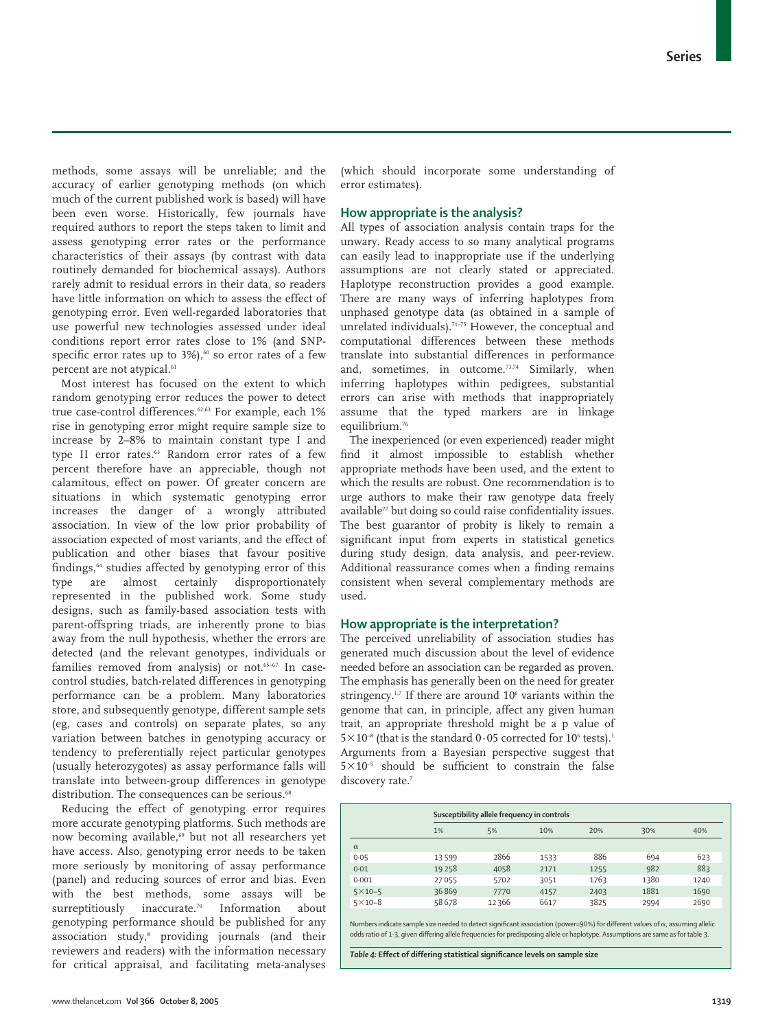methods, some assays will be unreliable; and the accuracy of earlier genotyping methods (on which much of the current published work is based) will have been even worse. Historically, few journals have required authors to report the steps taken to limit and assess genotyping error rates or the performance characteristics of their assays (by contrast with data routinely demanded for biochemical assays). Authors rarely admit to residual errors in their data, so readers have little information on which to assess the effect of genotyping error. Even well-regarded laboratories that use powerful new technologies assessed under ideal conditions report error rates close to 1% (and SNP-specific error rates up to 3%),[60] so error rates of a few percent are not atypical.[61]

Most interest has focused on the extent to which random genotyping error reduces the power to detect true case-control differences.[62,63] For example, each 1% rise in genotyping error might require sample size to increase by 2–8% to maintain constant type I and type II error rates.[63] Random error rates of a few percent therefore have an appreciable, though not calamitous, effect on power. Of greater concern are situations in which systematic genotyping error increases the danger of a wrongly attributed association. In view of the low prior probability of association expected of most variants, and the effect of publication and other biases that favour positive findings,[64] studies affected by genotyping error of this type are almost certainly disproportionately represented in the published work. Some study designs, such as family-based association tests with parent-offspring triads, are inherently prone to bias away from the null hypothesis, whether the errors are detected (and the relevant genotypes, individuals or families removed from analysis) or not.[65–67] In case-control studies, batch-related differences in genotyping performance can be a problem. Many laboratories store, and subsequently genotype, different sample sets (eg, cases and controls) on separate plates, so any variation between batches in genotyping accuracy or tendency to preferentially reject particular genotypes (usually heterozygotes) as assay performance falls will translate into between-group differences in genotype distribution. The consequences can be serious.[68]

Reducing the effect of genotyping error requires more accurate genotyping platforms. Such methods are now becoming available,[69] but not all researchers yet have access. Also, genotyping error needs to be taken more seriously by monitoring of assay performance (panel) and reducing sources of error and bias. Even with the best methods, some assays will be surreptitiously inaccurate.[70] Information about genotyping performance should be published for any association study,[8] providing journals (and their reviewers and readers) with the information necessary for critical appraisal, and facilitating meta-analyses (which should incorporate some understanding of error estimates).

## How appropriate is the analysis?

All types of association analysis contain traps for the unwary. Ready access to so many analytical programs can easily lead to inappropriate use if the underlying assumptions are not clearly stated or appreciated. Haplotype reconstruction provides a good example. There are many ways of inferring haplotypes from unphased genotype data (as obtained in a sample of unrelated individuals).[71–75] However, the conceptual and computational differences between these methods translate into substantial differences in performance and, sometimes, in outcome.[73,74] Similarly, when inferring haplotypes within pedigrees, substantial errors can arise with methods that inappropriately assume that the typed markers are in linkage equilibrium.[76]

The inexperienced (or even experienced) reader might find it almost impossible to establish whether appropriate methods have been used, and the extent to which the results are robust. One recommendation is to urge authors to make their raw genotype data freely available[77] but doing so could raise confidentiality issues. The best guarantor of probity is likely to remain a significant input from experts in statistical genetics during study design, data analysis, and peer-review. Additional reassurance comes when a finding remains consistent when several complementary methods are used.

## How appropriate is the interpretation?

The perceived unreliability of association studies has generated much discussion about the level of evidence needed before an association can be regarded as proven. The emphasis has generally been on the need for greater stringency.[1,7] If there are around $10^6$ variants within the genome that can, in principle, affect any given human trait, an appropriate threshold might be a p value of $5\times10^{-8}$ (that is the standard 0·05 corrected for $10^6$ tests).[1] Arguments from a Bayesian perspective suggest that $5\times10^{-5}$ should be sufficient to constrain the false discovery rate.[7]

| | Susceptibility allele frequency in controls | | | | | |
|---|---|---|---|---|---|---|
| | 1% | 5% | 10% | 20% | 30% | 40% |
| $\alpha$ | | | | | | |
| 0·05 | 13599 | 2866 | 1533 | 886 | 694 | 623 |
| 0·01 | 19258 | 4058 | 2171 | 1255 | 982 | 883 |
| 0·001 | 27055 | 5702 | 3051 | 1763 | 1380 | 1240 |
| $5\times10^{-5}$ | 36869 | 7770 | 4157 | 2403 | 1881 | 1690 |
| $5\times10^{-8}$ | 58678 | 12366 | 6617 | 3825 | 2994 | 2690 |

Numbers indicate sample size needed to detect significant association (power=90%) for different values of $\alpha$, assuming allelic odds ratio of 1·3, given differing allele frequencies for predisposing allele or haplotype. Assumptions are same as for table 3.

*Table 4:* **Effect of differing statistical significance levels on sample size**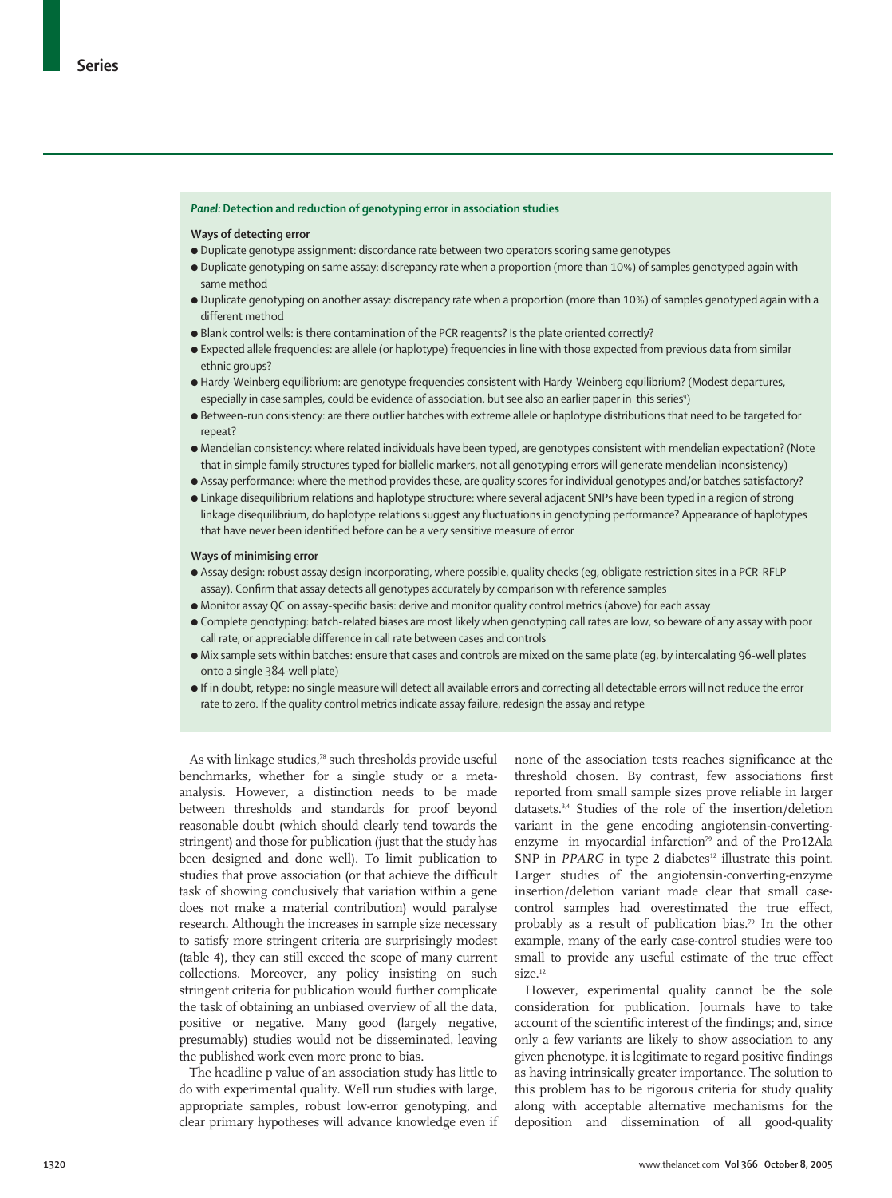**Panel: Detection and reduction of genotyping error in association studies**

**Ways of detecting error**

- Duplicate genotype assignment: discordance rate between two operators scoring same genotypes
- Duplicate genotyping on same assay: discrepancy rate when a proportion (more than 10%) of samples genotyped again with same method
- Duplicate genotyping on another assay: discrepancy rate when a proportion (more than 10%) of samples genotyped again with a different method
- Blank control wells: is there contamination of the PCR reagents? Is the plate oriented correctly?
- Expected allele frequencies: are allele (or haplotype) frequencies in line with those expected from previous data from similar ethnic groups?
- Hardy-Weinberg equilibrium: are genotype frequencies consistent with Hardy-Weinberg equilibrium? (Modest departures, especially in case samples, could be evidence of association, but see also an earlier paper in this series[9])
- Between-run consistency: are there outlier batches with extreme allele or haplotype distributions that need to be targeted for repeat?
- Mendelian consistency: where related individuals have been typed, are genotypes consistent with mendelian expectation? (Note that in simple family structures typed for biallelic markers, not all genotyping errors will generate mendelian inconsistency)
- Assay performance: where the method provides these, are quality scores for individual genotypes and/or batches satisfactory?
- Linkage disequilibrium relations and haplotype structure: where several adjacent SNPs have been typed in a region of strong linkage disequilibrium, do haplotype relations suggest any fluctuations in genotyping performance? Appearance of haplotypes that have never been identified before can be a very sensitive measure of error

**Ways of minimising error**

- Assay design: robust assay design incorporating, where possible, quality checks (eg, obligate restriction sites in a PCR-RFLP assay). Confirm that assay detects all genotypes accurately by comparison with reference samples
- Monitor assay QC on assay-specific basis: derive and monitor quality control metrics (above) for each assay
- Complete genotyping: batch-related biases are most likely when genotyping call rates are low, so beware of any assay with poor call rate, or appreciable difference in call rate between cases and controls
- Mix sample sets within batches: ensure that cases and controls are mixed on the same plate (eg, by intercalating 96-well plates onto a single 384-well plate)
- If in doubt, retype: no single measure will detect all available errors and correcting all detectable errors will not reduce the error rate to zero. If the quality control metrics indicate assay failure, redesign the assay and retype

As with linkage studies,[78] such thresholds provide useful benchmarks, whether for a single study or a meta-analysis. However, a distinction needs to be made between thresholds and standards for proof beyond reasonable doubt (which should clearly tend towards the stringent) and those for publication (just that the study has been designed and done well). To limit publication to studies that prove association (or that achieve the difficult task of showing conclusively that variation within a gene does not make a material contribution) would paralyse research. Although the increases in sample size necessary to satisfy more stringent criteria are surprisingly modest (table 4), they can still exceed the scope of many current collections. Moreover, any policy insisting on such stringent criteria for publication would further complicate the task of obtaining an unbiased overview of all the data, positive or negative. Many good (largely negative, presumably) studies would not be disseminated, leaving the published work even more prone to bias.

The headline p value of an association study has little to do with experimental quality. Well run studies with large, appropriate samples, robust low-error genotyping, and clear primary hypotheses will advance knowledge even if none of the association tests reaches significance at the threshold chosen. By contrast, few associations first reported from small sample sizes prove reliable in larger datasets.[3,4] Studies of the role of the insertion/deletion variant in the gene encoding angiotensin-converting-enzyme in myocardial infarction[79] and of the Pro12Ala SNP in *PPARG* in type 2 diabetes[12] illustrate this point. Larger studies of the angiotensin-converting-enzyme insertion/deletion variant made clear that small case-control samples had overestimated the true effect, probably as a result of publication bias.[79] In the other example, many of the early case-control studies were too small to provide any useful estimate of the true effect size.[12]

However, experimental quality cannot be the sole consideration for publication. Journals have to take account of the scientific interest of the findings; and, since only a few variants are likely to show association to any given phenotype, it is legitimate to regard positive findings as having intrinsically greater importance. The solution to this problem has to be rigorous criteria for study quality along with acceptable alternative mechanisms for the deposition and dissemination of all good-quality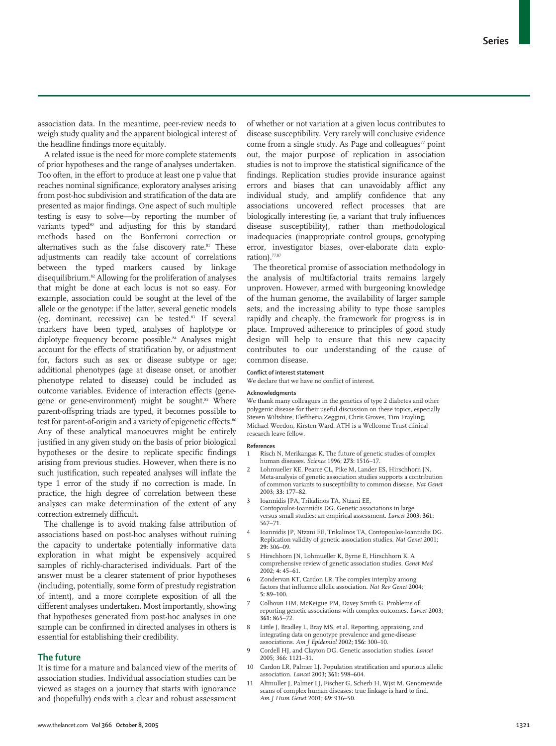association data. In the meantime, peer-review needs to weigh study quality and the apparent biological interest of the headline findings more equitably.

A related issue is the need for more complete statements of prior hypotheses and the range of analyses undertaken. Too often, in the effort to produce at least one p value that reaches nominal significance, exploratory analyses arising from post-hoc subdivision and stratification of the data are presented as major findings. One aspect of such multiple testing is easy to solve—by reporting the number of variants typed[80] and adjusting for this by standard methods based on the Bonferroni correction or alternatives such as the false discovery rate.[81] These adjustments can readily take account of correlations between the typed markers caused by linkage disequilibrium.[82] Allowing for the proliferation of analyses that might be done at each locus is not so easy. For example, association could be sought at the level of the allele or the genotype: if the latter, several genetic models (eg, dominant, recessive) can be tested.[83] If several markers have been typed, analyses of haplotype or diplotype frequency become possible.[84] Analyses might account for the effects of stratification by, or adjustment for, factors such as sex or disease subtype or age; additional phenotypes (age at disease onset, or another phenotype related to disease) could be included as outcome variables. Evidence of interaction effects (gene-gene or gene-environment) might be sought.[85] Where parent-offspring triads are typed, it becomes possible to test for parent-of-origin and a variety of epigenetic effects.[86] Any of these analytical manoeuvres might be entirely justified in any given study on the basis of prior biological hypotheses or the desire to replicate specific findings arising from previous studies. However, when there is no such justification, such repeated analyses will inflate the type 1 error of the study if no correction is made. In practice, the high degree of correlation between these analyses can make determination of the extent of any correction extremely difficult.

The challenge is to avoid making false attribution of associations based on post-hoc analyses without ruining the capacity to undertake potentially informative data exploration in what might be expensively acquired samples of richly-characterised individuals. Part of the answer must be a clearer statement of prior hypotheses (including, potentially, some form of prestudy registration of intent), and a more complete exposition of all the different analyses undertaken. Most importantly, showing that hypotheses generated from post-hoc analyses in one sample can be confirmed in directed analyses in others is essential for establishing their credibility.

## The future

It is time for a mature and balanced view of the merits of association studies. Individual association studies can be viewed as stages on a journey that starts with ignorance and (hopefully) ends with a clear and robust assessment of whether or not variation at a given locus contributes to disease susceptibility. Very rarely will conclusive evidence come from a single study. As Page and colleagues[77] point out, the major purpose of replication in association studies is not to improve the statistical significance of the findings. Replication studies provide insurance against errors and biases that can unavoidably afflict any individual study, and amplify confidence that any associations uncovered reflect processes that are biologically interesting (ie, a variant that truly influences disease susceptibility), rather than methodological inadequacies (inappropriate control groups, genotyping error, investigator biases, over-elaborate data exploration).[77,87]

The theoretical promise of association methodology in the analysis of multifactorial traits remains largely unproven. However, armed with burgeoning knowledge of the human genome, the availability of larger sample sets, and the increasing ability to type those samples rapidly and cheaply, the framework for progress is in place. Improved adherence to principles of good study design will help to ensure that this new capacity contributes to our understanding of the cause of common disease.

#### Conflict of interest statement

We declare that we have no conflict of interest.

#### Acknowledgments

We thank many colleagues in the genetics of type 2 diabetes and other polygenic disease for their useful discussion on these topics, especially Steven Wiltshire, Eleftheria Zeggini, Chris Groves, Tim Frayling, Michael Weedon, Kirsten Ward. ATH is a Wellcome Trust clinical research leave fellow.

#### References

1. Risch N, Merikangas K. The future of genetic studies of complex human diseases. *Science* 1996; **273:** 1516–17.
2. Lohmueller KE, Pearce CL, Pike M, Lander ES, Hirschhorn JN. Meta-analysis of genetic association studies supports a contribution of common variants to susceptibility to common disease. *Nat Genet* 2003; **33:** 177–82.
3. Ioannidis JPA, Trikalinos TA, Ntzani EE, Contopoulos-Ioannidis DG. Genetic associations in large versus small studies: an empirical assessment. *Lancet* 2003; **361:** 567–71.
4. Ioannidis JP, Ntzani EE, Trikalinos TA, Contopoulos-Ioannidis DG. Replication validity of genetic association studies. *Nat Genet* 2001; **29:** 306–09.
5. Hirschhorn JN, Lohmueller K, Byrne E, Hirschhorn K. A comprehensive review of genetic association studies. *Genet Med* 2002; **4:** 45–61.
6. Zondervan KT, Cardon LR. The complex interplay among factors that influence allelic association. *Nat Rev Genet* 2004; **5:** 89–100.
7. Colhoun HM, McKeigue PM, Davey Smith G. Problems of reporting genetic associations with complex outcomes. *Lancet* 2003; **361:** 865–72.
8. Little J, Bradley L, Bray MS, et al. Reporting, appraising, and integrating data on genotype prevalence and gene-disease associations. *Am J Epidemiol* 2002; **156:** 300–10.
9. Cordell HJ, and Clayton DG. Genetic association studies. *Lancet* 2005; 366: 1121–31.
10. Cardon LR, Palmer LJ. Population stratification and spurious allelic association. *Lancet* 2003; **361:** 598–604.
11. Altmuller J, Palmer LJ, Fischer G, Scherb H, Wjst M. Genomewide scans of complex human diseases: true linkage is hard to find. *Am J Hum Genet* 2001; **69:** 936–50.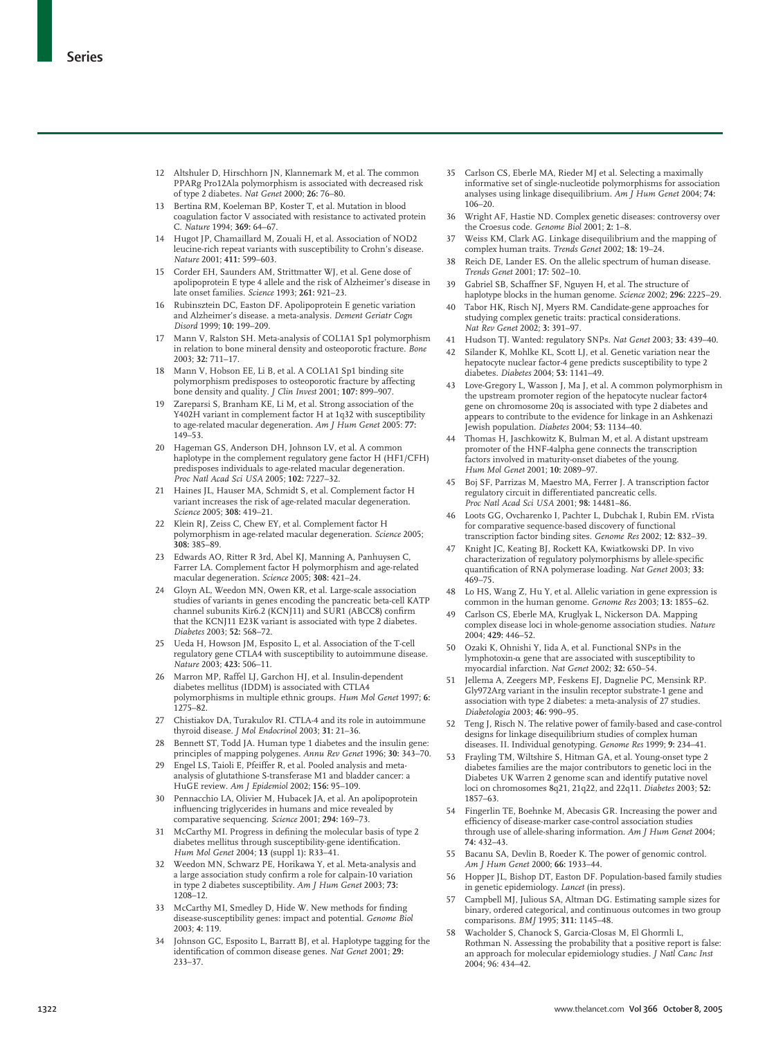12 Altshuler D, Hirschhorn JN, Klannemark M, et al. The common PPARg Pro12Ala polymorphism is associated with decreased risk of type 2 diabetes. *Nat Genet* 2000; **26:** 76–80.

13 Bertina RM, Koeleman BP, Koster T, et al. Mutation in blood coagulation factor V associated with resistance to activated protein C. *Nature* 1994; **369:** 64–67.

14 Hugot JP, Chamaillard M, Zouali H, et al. Association of NOD2 leucine-rich repeat variants with susceptibility to Crohn's disease. *Nature* 2001; **411:** 599–603.

15 Corder EH, Saunders AM, Strittmatter WJ, et al. Gene dose of apolipoprotein E type 4 allele and the risk of Alzheimer's disease in late onset families. *Science* 1993; **261:** 921–23.

16 Rubinsztein DC, Easton DF. Apolipoprotein E genetic variation and Alzheimer's disease. a meta-analysis. *Dement Geriatr Cogn Disord* 1999; **10:** 199–209.

17 Mann V, Ralston SH. Meta-analysis of COL1A1 Sp1 polymorphism in relation to bone mineral density and osteoporotic fracture. *Bone* 2003; **32:** 711–17.

18 Mann V, Hobson EE, Li B, et al. A COL1A1 Sp1 binding site polymorphism predisposes to osteoporotic fracture by affecting bone density and quality. *J Clin Invest* 2001; **107:** 899–907.

19 Zareparsi S, Branham KE, Li M, et al. Strong association of the Y402H variant in complement factor H at 1q32 with susceptibility to age-related macular degeneration. *Am J Hum Genet* 2005: **77:** 149–53.

20 Hageman GS, Anderson DH, Johnson LV, et al. A common haplotype in the complement regulatory gene factor H (HF1/CFH) predisposes individuals to age-related macular degeneration. *Proc Natl Acad Sci USA* 2005; **102:** 7227–32.

21 Haines JL, Hauser MA, Schmidt S, et al. Complement factor H variant increases the risk of age-related macular degeneration. *Science* 2005; **308:** 419–21.

22 Klein RJ, Zeiss C, Chew EY, et al. Complement factor H polymorphism in age-related macular degeneration. *Science* 2005; **308:** 385–89.

23 Edwards AO, Ritter R 3rd, Abel KJ, Manning A, Panhuysen C, Farrer LA. Complement factor H polymorphism and age-related macular degeneration. *Science* 2005; **308:** 421–24.

24 Gloyn AL, Weedon MN, Owen KR, et al. Large-scale association studies of variants in genes encoding the pancreatic beta-cell KATP channel subunits Kir6.2 (KCNJ11) and SUR1 (ABCC8) confirm that the KCNJ11 E23K variant is associated with type 2 diabetes. *Diabetes* 2003; **52:** 568–72.

25 Ueda H, Howson JM, Esposito L, et al. Association of the T-cell regulatory gene CTLA4 with susceptibility to autoimmune disease. *Nature* 2003; **423:** 506–11.

26 Marron MP, Raffel LJ, Garchon HJ, et al. Insulin-dependent diabetes mellitus (IDDM) is associated with CTLA4 polymorphisms in multiple ethnic groups. *Hum Mol Genet* 1997; **6:** 1275–82.

27 Chistiakov DA, Turakulov RI. CTLA-4 and its role in autoimmune thyroid disease. *J Mol Endocrinol* 2003; **31:** 21–36.

28 Bennett ST, Todd JA. Human type 1 diabetes and the insulin gene: principles of mapping polygenes. *Annu Rev Genet* 1996; **30:** 343–70.

29 Engel LS, Taioli E, Pfeiffer R, et al. Pooled analysis and meta-analysis of glutathione S-transferase M1 and bladder cancer: a HuGE review. *Am J Epidemiol* 2002; **156:** 95–109.

30 Pennacchio LA, Olivier M, Hubacek JA, et al. An apolipoprotein influencing triglycerides in humans and mice revealed by comparative sequencing. *Science* 2001; **294:** 169–73.

31 McCarthy MI. Progress in defining the molecular basis of type 2 diabetes mellitus through susceptibility-gene identification. *Hum Mol Genet* 2004; **13** (suppl 1)**:** R33–41.

32 Weedon MN, Schwarz PE, Horikawa Y, et al. Meta-analysis and a large association study confirm a role for calpain-10 variation in type 2 diabetes susceptibility. *Am J Hum Genet* 2003; **73:** 1208–12.

33 McCarthy MI, Smedley D, Hide W. New methods for finding disease-susceptibility genes: impact and potential. *Genome Biol* 2003; **4:** 119.

34 Johnson GC, Esposito L, Barratt BJ, et al. Haplotype tagging for the identification of common disease genes. *Nat Genet* 2001; **29:** 233–37.

35 Carlson CS, Eberle MA, Rieder MJ et al. Selecting a maximally informative set of single-nucleotide polymorphisms for association analyses using linkage disequilibrium. *Am J Hum Genet* 2004; **74:** 106–20.

36 Wright AF, Hastie ND. Complex genetic diseases: controversy over the Croesus code. *Genome Biol* 2001; **2:** 1–8.

37 Weiss KM, Clark AG. Linkage disequilibrium and the mapping of complex human traits. *Trends Genet* 2002; **18:** 19–24.

38 Reich DE, Lander ES. On the allelic spectrum of human disease. *Trends Genet* 2001; **17:** 502–10.

39 Gabriel SB, Schaffner SF, Nguyen H, et al. The structure of haplotype blocks in the human genome. *Science* 2002; **296:** 2225–29.

40 Tabor HK, Risch NJ, Myers RM. Candidate-gene approaches for studying complex genetic traits: practical considerations. *Nat Rev Genet* 2002; **3:** 391–97.

41 Hudson TJ. Wanted: regulatory SNPs. *Nat Genet* 2003; **33:** 439–40.

42 Silander K, Mohlke KL, Scott LJ, et al. Genetic variation near the hepatocyte nuclear factor-4 gene predicts susceptibility to type 2 diabetes. *Diabetes* 2004; **53:** 1141–49.

43 Love-Gregory L, Wasson J, Ma J, et al. A common polymorphism in the upstream promoter region of the hepatocyte nuclear factor4 gene on chromosome 20q is associated with type 2 diabetes and appears to contribute to the evidence for linkage in an Ashkenazi Jewish population. *Diabetes* 2004; **53:** 1134–40.

44 Thomas H, Jaschkowitz K, Bulman M, et al. A distant upstream promoter of the HNF-4alpha gene connects the transcription factors involved in maturity-onset diabetes of the young. *Hum Mol Genet* 2001; **10:** 2089–97.

45 Boj SF, Parrizas M, Maestro MA, Ferrer J. A transcription factor regulatory circuit in differentiated pancreatic cells. *Proc Natl Acad Sci USA* 2001; **98:** 14481–86.

46 Loots GG, Ovcharenko I, Pachter L, Dubchak I, Rubin EM. rVista for comparative sequence-based discovery of functional transcription factor binding sites. *Genome Res* 2002; **12:** 832–39.

47 Knight JC, Keating BJ, Rockett KA, Kwiatkowski DP. In vivo characterization of regulatory polymorphisms by allele-specific quantification of RNA polymerase loading. *Nat Genet* 2003; **33:** 469–75.

48 Lo HS, Wang Z, Hu Y, et al. Allelic variation in gene expression is common in the human genome. *Genome Res* 2003; **13:** 1855–62.

49 Carlson CS, Eberle MA, Kruglyak L, Nickerson DA. Mapping complex disease loci in whole-genome association studies. *Nature* 2004; **429:** 446–52.

50 Ozaki K, Ohnishi Y, Iida A, et al. Functional SNPs in the lymphotoxin-α gene that are associated with susceptibility to myocardial infarction. *Nat Genet* 2002; **32:** 650–54.

51 Jellema A, Zeegers MP, Feskens EJ, Dagnelie PC, Mensink RP. Gly972Arg variant in the insulin receptor substrate-1 gene and association with type 2 diabetes: a meta-analysis of 27 studies. *Diabetologia* 2003; **46:** 990–95.

52 Teng J, Risch N. The relative power of family-based and case-control designs for linkage disequilibrium studies of complex human diseases. II. Individual genotyping. *Genome Res* 1999; **9:** 234–41.

53 Frayling TM, Wiltshire S, Hitman GA, et al. Young-onset type 2 diabetes families are the major contributors to genetic loci in the Diabetes UK Warren 2 genome scan and identify putative novel loci on chromosomes 8q21, 21q22, and 22q11. *Diabetes* 2003; **52:** 1857–63.

54 Fingerlin TE, Boehnke M, Abecasis GR. Increasing the power and efficiency of disease-marker case-control association studies through use of allele-sharing information. *Am J Hum Genet* 2004; **74:** 432–43.

55 Bacanu SA, Devlin B, Roeder K. The power of genomic control. *Am J Hum Genet* 2000; **66:** 1933–44.

56 Hopper JL, Bishop DT, Easton DF. Population-based family studies in genetic epidemiology. *Lancet* (in press).

57 Campbell MJ, Julious SA, Altman DG. Estimating sample sizes for binary, ordered categorical, and continuous outcomes in two group comparisons. *BMJ* 1995; **311:** 1145–48.

58 Wacholder S, Chanock S, Garcia-Closas M, El Ghormli L, Rothman N. Assessing the probability that a positive report is false: an approach for molecular epidemiology studies. *J Natl Canc Inst* 2004; 96: 434–42.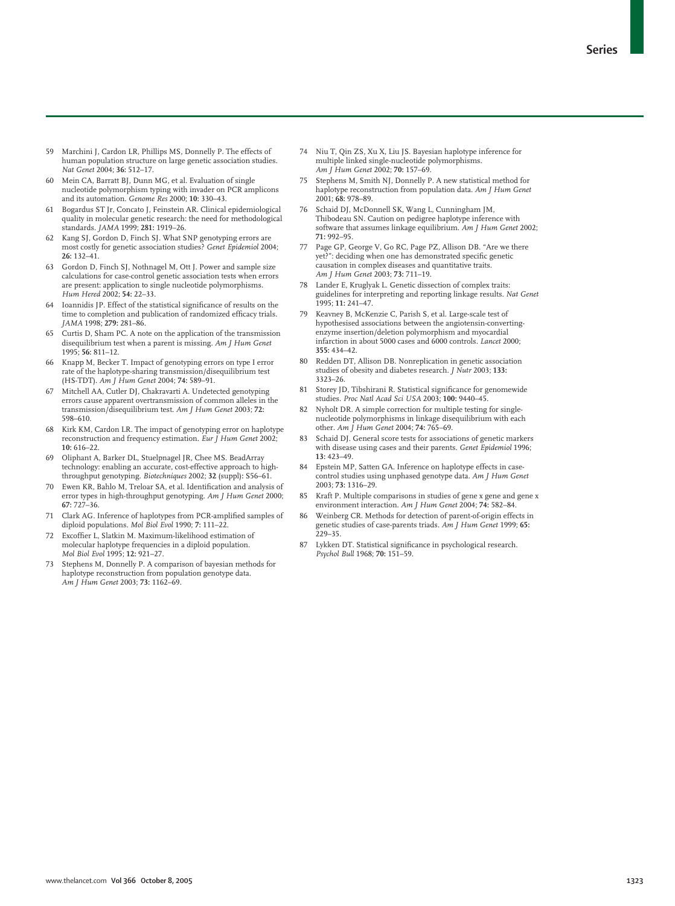59 Marchini J, Cardon LR, Phillips MS, Donnelly P. The effects of human population structure on large genetic association studies. *Nat Genet* 2004; **36:** 512–17.

60 Mein CA, Barratt BJ, Dunn MG, et al. Evaluation of single nucleotide polymorphism typing with invader on PCR amplicons and its automation. *Genome Res* 2000; **10:** 330–43.

61 Bogardus ST Jr, Concato J, Feinstein AR. Clinical epidemiological quality in molecular genetic research: the need for methodological standards. *JAMA* 1999; **281:** 1919–26.

62 Kang SJ, Gordon D, Finch SJ. What SNP genotyping errors are most costly for genetic association studies? *Genet Epidemiol* 2004; **26:** 132–41.

63 Gordon D, Finch SJ, Nothnagel M, Ott J. Power and sample size calculations for case-control genetic association tests when errors are present: application to single nucleotide polymorphisms. *Hum Hered* 2002; **54:** 22–33.

64 Ioannidis JP. Effect of the statistical significance of results on the time to completion and publication of randomized efficacy trials. *JAMA* 1998; **279:** 281–86.

65 Curtis D, Sham PC. A note on the application of the transmission disequilibrium test when a parent is missing. *Am J Hum Genet* 1995; **56:** 811–12.

66 Knapp M, Becker T. Impact of genotyping errors on type I error rate of the haplotype-sharing transmission/disequilibrium test (HS-TDT). *Am J Hum Genet* 2004; **74:** 589–91.

67 Mitchell AA, Cutler DJ, Chakravarti A. Undetected genotyping errors cause apparent overtransmission of common alleles in the transmission/disequilibrium test. *Am J Hum Genet* 2003; **72:** 598–610.

68 Kirk KM, Cardon LR. The impact of genotyping error on haplotype reconstruction and frequency estimation. *Eur J Hum Genet* 2002; **10:** 616–22.

69 Oliphant A, Barker DL, Stuelpnagel JR, Chee MS. BeadArray technology: enabling an accurate, cost-effective approach to high-throughput genotyping. *Biotechniques* 2002; **32** (suppl)**:** S56–61.

70 Ewen KR, Bahlo M, Treloar SA, et al. Identification and analysis of error types in high-throughput genotyping. *Am J Hum Genet* 2000; **67:** 727–36.

71 Clark AG. Inference of haplotypes from PCR-amplified samples of diploid populations. *Mol Biol Evol* 1990; **7:** 111–22.

72 Excoffier L, Slatkin M. Maximum-likelihood estimation of molecular haplotype frequencies in a diploid population. *Mol Biol Evol* 1995; **12:** 921–27.

73 Stephens M, Donnelly P. A comparison of bayesian methods for haplotype reconstruction from population genotype data. *Am J Hum Genet* 2003; **73:** 1162–69.

74 Niu T, Qin ZS, Xu X, Liu JS. Bayesian haplotype inference for multiple linked single-nucleotide polymorphisms. *Am J Hum Genet* 2002; **70:** 157–69.

75 Stephens M, Smith NJ, Donnelly P. A new statistical method for haplotype reconstruction from population data. *Am J Hum Genet* 2001; **68:** 978–89.

76 Schaid DJ, McDonnell SK, Wang L, Cunningham JM, Thibodeau SN. Caution on pedigree haplotype inference with software that assumes linkage equilibrium. *Am J Hum Genet* 2002; **71:** 992–95.

77 Page GP, George V, Go RC, Page PZ, Allison DB. "Are we there yet?": deciding when one has demonstrated specific genetic causation in complex diseases and quantitative traits. *Am J Hum Genet* 2003; **73:** 711–19.

78 Lander E, Kruglyak L. Genetic dissection of complex traits: guidelines for interpreting and reporting linkage results. *Nat Genet* 1995; **11:** 241–47.

79 Keavney B, McKenzie C, Parish S, et al. Large-scale test of hypothesised associations between the angiotensin-converting-enzyme insertion/deletion polymorphism and myocardial infarction in about 5000 cases and 6000 controls. *Lancet* 2000; **355:** 434–42.

80 Redden DT, Allison DB. Nonreplication in genetic association studies of obesity and diabetes research. *J Nutr* 2003; **133:** 3323–26.

81 Storey JD, Tibshirani R. Statistical significance for genomewide studies. *Proc Natl Acad Sci USA* 2003; **100:** 9440–45.

82 Nyholt DR. A simple correction for multiple testing for single-nucleotide polymorphisms in linkage disequilibrium with each other. *Am J Hum Genet* 2004; **74:** 765–69.

83 Schaid DJ. General score tests for associations of genetic markers with disease using cases and their parents. *Genet Epidemiol* 1996; **13:** 423–49.

84 Epstein MP, Satten GA. Inference on haplotype effects in case-control studies using unphased genotype data. *Am J Hum Genet* 2003; **73:** 1316–29.

85 Kraft P. Multiple comparisons in studies of gene x gene and gene x environment interaction. *Am J Hum Genet* 2004; **74:** 582–84.

86 Weinberg CR. Methods for detection of parent-of-origin effects in genetic studies of case-parents triads. *Am J Hum Genet* 1999; **65:** 229–35.

87 Lykken DT. Statistical significance in psychological research. *Psychol Bull* 1968; **70:** 151–59.